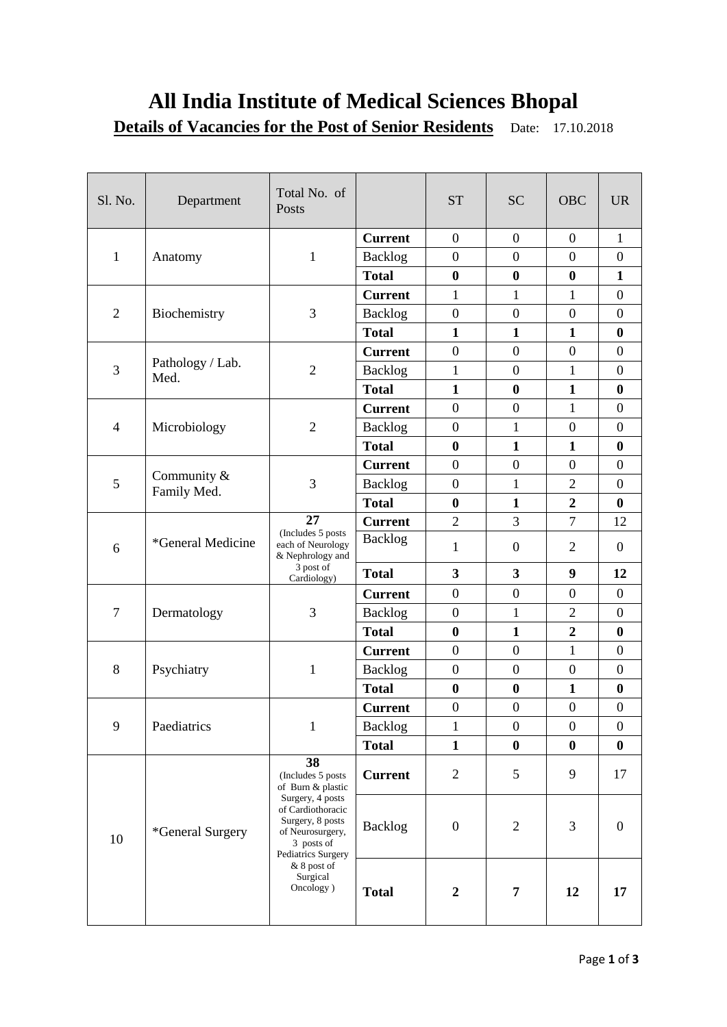# All India Institute of Medical Sciences Bhopal

**Details of Vacancies for the Post of Senior Residents** Date: 17.10.2018

| Sl. No. | Department | Total No. of Posts | | ST | SC | OBC | UR |
|---|---|---|---|---|---|---|---|
| 1 | Anatomy | 1 | **Current** | 0 | 0 | 0 | 1 |
| | | | Backlog | 0 | 0 | 0 | 0 |
| | | | **Total** | **0** | **0** | **0** | **1** |
| 2 | Biochemistry | 3 | **Current** | 1 | 1 | 1 | 0 |
| | | | Backlog | 0 | 0 | 0 | 0 |
| | | | **Total** | **1** | **1** | **1** | **0** |
| 3 | Pathology / Lab. Med. | 2 | **Current** | 0 | 0 | 0 | 0 |
| | | | Backlog | 1 | 0 | 1 | 0 |
| | | | **Total** | **1** | **0** | **1** | **0** |
| 4 | Microbiology | 2 | **Current** | 0 | 0 | 1 | 0 |
| | | | Backlog | 0 | 1 | 0 | 0 |
| | | | **Total** | **0** | **1** | **1** | **0** |
| 5 | Community & Family Med. | 3 | **Current** | 0 | 0 | 0 | 0 |
| | | | Backlog | 0 | 1 | 2 | 0 |
| | | | **Total** | **0** | **1** | **2** | **0** |
| 6 | *General Medicine | **27** (Includes 5 posts each of Neurology & Nephrology and 3 post of Cardiology) | **Current** | 2 | 3 | 7 | 12 |
| | | | Backlog | 1 | 0 | 2 | 0 |
| | | | **Total** | **3** | **3** | **9** | **12** |
| 7 | Dermatology | 3 | **Current** | 0 | 0 | 0 | 0 |
| | | | Backlog | 0 | 1 | 2 | 0 |
| | | | **Total** | **0** | **1** | **2** | **0** |
| 8 | Psychiatry | 1 | **Current** | 0 | 0 | 1 | 0 |
| | | | Backlog | 0 | 0 | 0 | 0 |
| | | | **Total** | **0** | **0** | **1** | **0** |
| 9 | Paediatrics | 1 | **Current** | 0 | 0 | 0 | 0 |
| | | | Backlog | 1 | 0 | 0 | 0 |
| | | | **Total** | **1** | **0** | **0** | **0** |
| 10 | *General Surgery | **38** (Includes 5 posts of Burn & plastic Surgery, 4 posts of Cardiothoracic Surgery, 8 posts of Neurosurgery, 3 posts of Pediatrics Surgery & 8 post of Surgical Oncology ) | **Current** | 2 | 5 | 9 | 17 |
| | | | Backlog | 0 | 2 | 3 | 0 |
| | | | **Total** | **2** | **7** | **12** | **17** |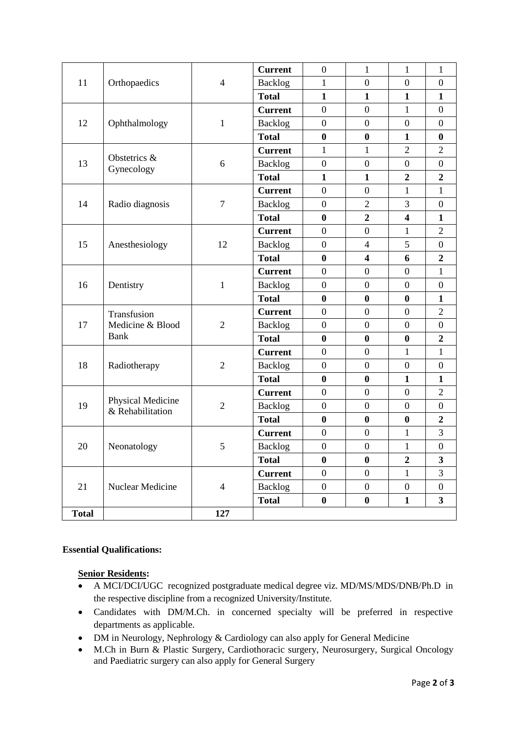| 11 | Orthopaedics | 4 | **Current** | 0 | 1 | 1 | 1 |
|---|---|---|---|---|---|---|---|
| | | | Backlog | 1 | 0 | 0 | 0 |
| | | | **Total** | **1** | **1** | **1** | **1** |
| 12 | Ophthalmology | 1 | **Current** | 0 | 0 | 1 | 0 |
| | | | Backlog | 0 | 0 | 0 | 0 |
| | | | **Total** | **0** | **0** | **1** | **0** |
| 13 | Obstetrics & Gynecology | 6 | **Current** | 1 | 1 | 2 | 2 |
| | | | Backlog | 0 | 0 | 0 | 0 |
| | | | **Total** | **1** | **1** | **2** | **2** |
| 14 | Radio diagnosis | 7 | **Current** | 0 | 0 | 1 | 1 |
| | | | Backlog | 0 | 2 | 3 | 0 |
| | | | **Total** | **0** | **2** | **4** | **1** |
| 15 | Anesthesiology | 12 | **Current** | 0 | 0 | 1 | 2 |
| | | | Backlog | 0 | 4 | 5 | 0 |
| | | | **Total** | **0** | **4** | **6** | **2** |
| 16 | Dentistry | 1 | **Current** | 0 | 0 | 0 | 1 |
| | | | Backlog | 0 | 0 | 0 | 0 |
| | | | **Total** | **0** | **0** | **0** | **1** |
| 17 | Transfusion Medicine & Blood Bank | 2 | **Current** | 0 | 0 | 0 | 2 |
| | | | Backlog | 0 | 0 | 0 | 0 |
| | | | **Total** | **0** | **0** | **0** | **2** |
| 18 | Radiotherapy | 2 | **Current** | 0 | 0 | 1 | 1 |
| | | | Backlog | 0 | 0 | 0 | 0 |
| | | | **Total** | **0** | **0** | **1** | **1** |
| 19 | Physical Medicine & Rehabilitation | 2 | **Current** | 0 | 0 | 0 | 2 |
| | | | Backlog | 0 | 0 | 0 | 0 |
| | | | **Total** | **0** | **0** | **0** | **2** |
| 20 | Neonatology | 5 | **Current** | 0 | 0 | 1 | 3 |
| | | | Backlog | 0 | 0 | 1 | 0 |
| | | | **Total** | **0** | **0** | **2** | **3** |
| 21 | Nuclear Medicine | 4 | **Current** | 0 | 0 | 1 | 3 |
| | | | Backlog | 0 | 0 | 0 | 0 |
| | | | **Total** | **0** | **0** | **1** | **3** |
| **Total** | | **127** | | | | | |

**Essential Qualifications:**

**Senior Residents:**

- A MCI/DCI/UGC recognized postgraduate medical degree viz. MD/MS/MDS/DNB/Ph.D in the respective discipline from a recognized University/Institute.
- Candidates with DM/M.Ch. in concerned specialty will be preferred in respective departments as applicable.
- DM in Neurology, Nephrology & Cardiology can also apply for General Medicine
- M.Ch in Burn & Plastic Surgery, Cardiothoracic surgery, Neurosurgery, Surgical Oncology and Paediatric surgery can also apply for General Surgery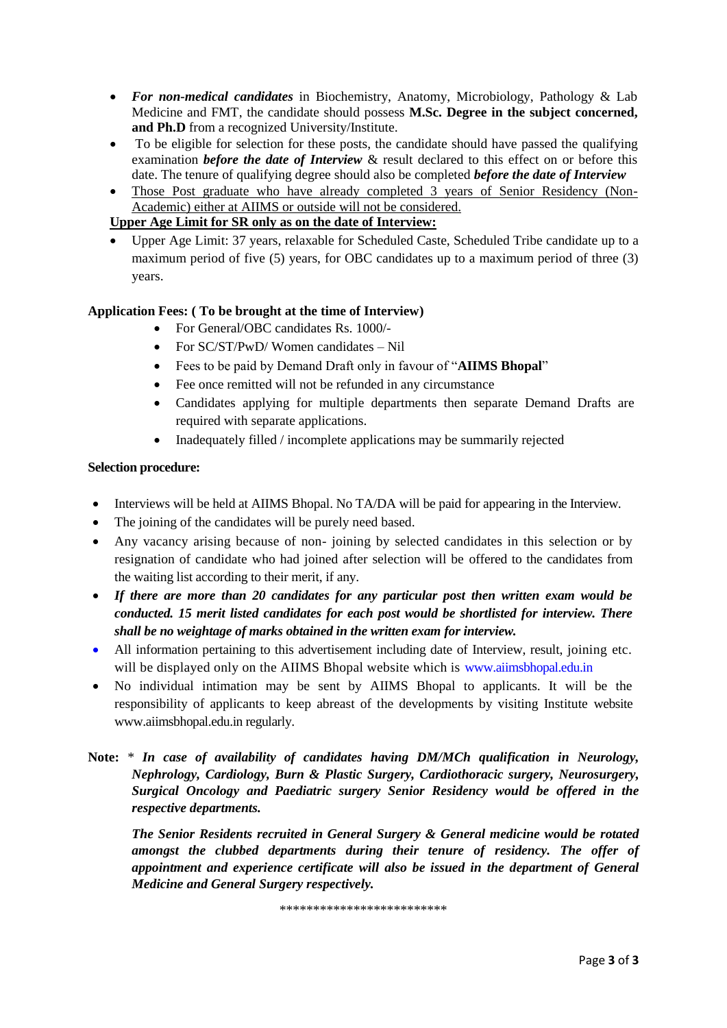- ***For non-medical candidates*** in Biochemistry, Anatomy, Microbiology, Pathology & Lab Medicine and FMT, the candidate should possess **M.Sc. Degree in the subject concerned, and Ph.D** from a recognized University/Institute.
- To be eligible for selection for these posts, the candidate should have passed the qualifying examination ***before the date of Interview*** & result declared to this effect on or before this date. The tenure of qualifying degree should also be completed ***before the date of Interview***
- <u>Those Post graduate who have already completed 3 years of Senior Residency (Non-Academic) either at AIIMS or outside will not be considered.</u>

**<u>Upper Age Limit for SR only as on the date of Interview:</u>**

- Upper Age Limit: 37 years, relaxable for Scheduled Caste, Scheduled Tribe candidate up to a maximum period of five (5) years, for OBC candidates up to a maximum period of three (3) years.

**Application Fees: ( To be brought at the time of Interview)**

- For General/OBC candidates Rs. 1000/-
- For SC/ST/PwD/ Women candidates – Nil
- Fees to be paid by Demand Draft only in favour of "**AIIMS Bhopal**"
- Fee once remitted will not be refunded in any circumstance
- Candidates applying for multiple departments then separate Demand Drafts are required with separate applications.
- Inadequately filled / incomplete applications may be summarily rejected

**Selection procedure:**

- Interviews will be held at AIIMS Bhopal. No TA/DA will be paid for appearing in the Interview.
- The joining of the candidates will be purely need based.
- Any vacancy arising because of non- joining by selected candidates in this selection or by resignation of candidate who had joined after selection will be offered to the candidates from the waiting list according to their merit, if any.
- ***If there are more than 20 candidates for any particular post then written exam would be conducted. 15 merit listed candidates for each post would be shortlisted for interview. There shall be no weightage of marks obtained in the written exam for interview.***
- All information pertaining to this advertisement including date of Interview, result, joining etc. will be displayed only on the AIIMS Bhopal website which is www.aiimsbhopal.edu.in
- No individual intimation may be sent by AIIMS Bhopal to applicants. It will be the responsibility of applicants to keep abreast of the developments by visiting Institute website www.aiimsbhopal.edu.in regularly.

**Note:** * ***In case of availability of candidates having DM/MCh qualification in Neurology, Nephrology, Cardiology, Burn & Plastic Surgery, Cardiothoracic surgery, Neurosurgery, Surgical Oncology and Paediatric surgery Senior Residency would be offered in the respective departments.***

***The Senior Residents recruited in General Surgery & General medicine would be rotated amongst the clubbed departments during their tenure of residency. The offer of appointment and experience certificate will also be issued in the department of General Medicine and General Surgery respectively.***

*************************